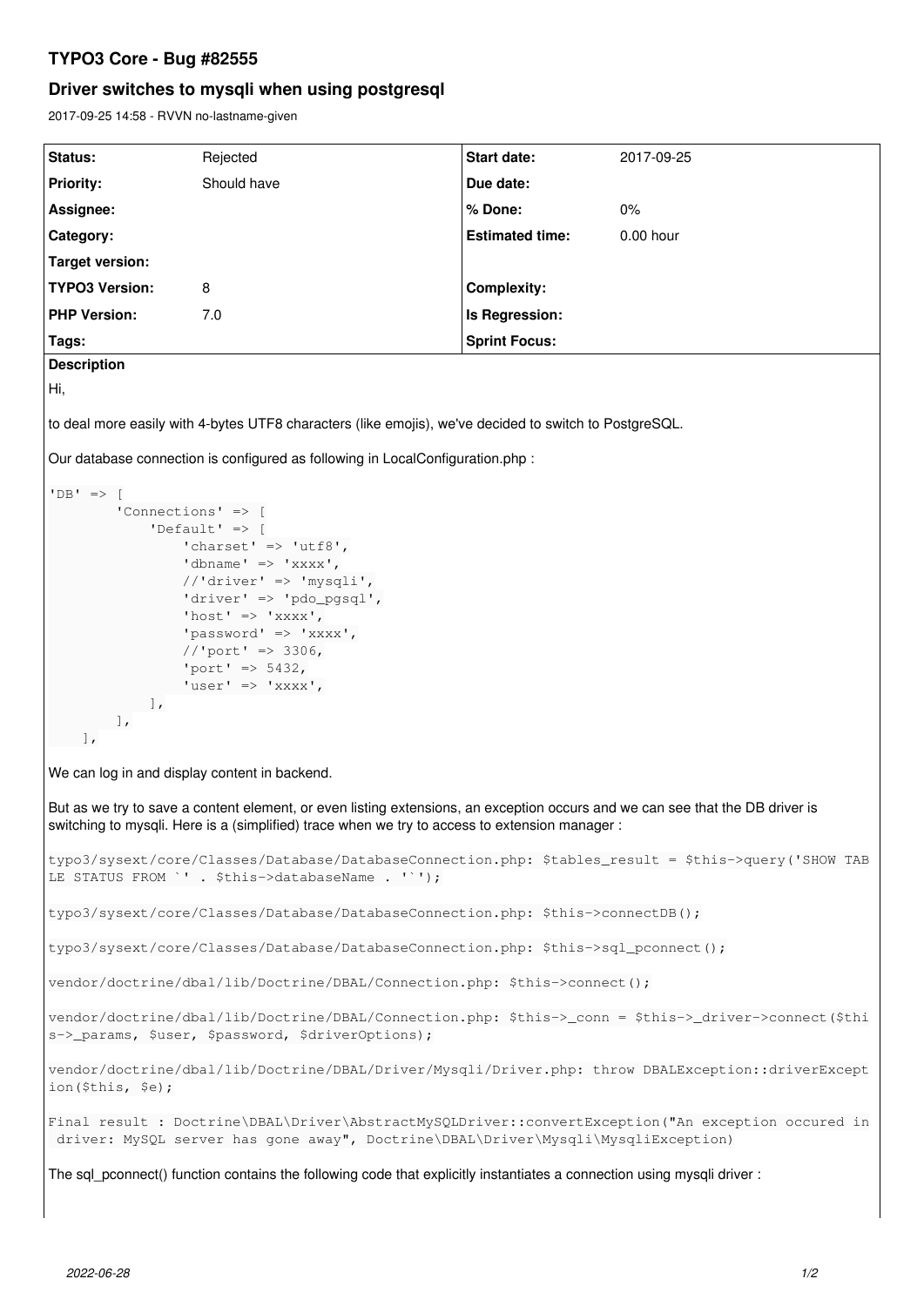# TYPO3 Core - Bug #82555

## Driver switches to mysqli when using postgresql

2017-09-25 14:58 - RVVN no-lastname-given

| | | | |
|---|---|---|---|
| **Status:** | Rejected | **Start date:** | 2017-09-25 |
| **Priority:** | Should have | **Due date:** | |
| **Assignee:** | | **% Done:** | 0% |
| **Category:** | | **Estimated time:** | 0.00 hour |
| **Target version:** | | | |
| **TYPO3 Version:** | 8 | **Complexity:** | |
| **PHP Version:** | 7.0 | **Is Regression:** | |
| **Tags:** | | **Sprint Focus:** | |

**Description**

Hi,

to deal more easily with 4-bytes UTF8 characters (like emojis), we've decided to switch to PostgreSQL.

Our database connection is configured as following in LocalConfiguration.php :

```
'DB' => [
        'Connections' => [
            'Default' => [
                'charset' => 'utf8',
                'dbname' => 'xxxx',
                //'driver' => 'mysqli',
                'driver' => 'pdo_pgsql',
                'host' => 'xxxx',
                'password' => 'xxxx',
                //'port' => 3306,
                'port' => 5432,
                'user' => 'xxxx',
            ],
        ],
    ],
```

We can log in and display content in backend.

But as we try to save a content element, or even listing extensions, an exception occurs and we can see that the DB driver is switching to mysqli. Here is a (simplified) trace when we try to access to extension manager :

```
typo3/sysext/core/Classes/Database/DatabaseConnection.php: $tables_result = $this->query('SHOW TABLE STATUS FROM `' . $this->databaseName . '`');

typo3/sysext/core/Classes/Database/DatabaseConnection.php: $this->connectDB();

typo3/sysext/core/Classes/Database/DatabaseConnection.php: $this->sql_pconnect();

vendor/doctrine/dbal/lib/Doctrine/DBAL/Connection.php: $this->connect();

vendor/doctrine/dbal/lib/Doctrine/DBAL/Connection.php: $this->_conn = $this->_driver->connect($this->_params, $user, $password, $driverOptions);

vendor/doctrine/dbal/lib/Doctrine/DBAL/Driver/Mysqli/Driver.php: throw DBALException::driverExceptionion($this, $e);

Final result : Doctrine\DBAL\Driver\AbstractMySQLDriver::convertException("An exception occured in driver: MySQL server has gone away", Doctrine\DBAL\Driver\Mysqli\MysqliException)
```

The sql_pconnect() function contains the following code that explicitly instantiates a connection using mysqli driver :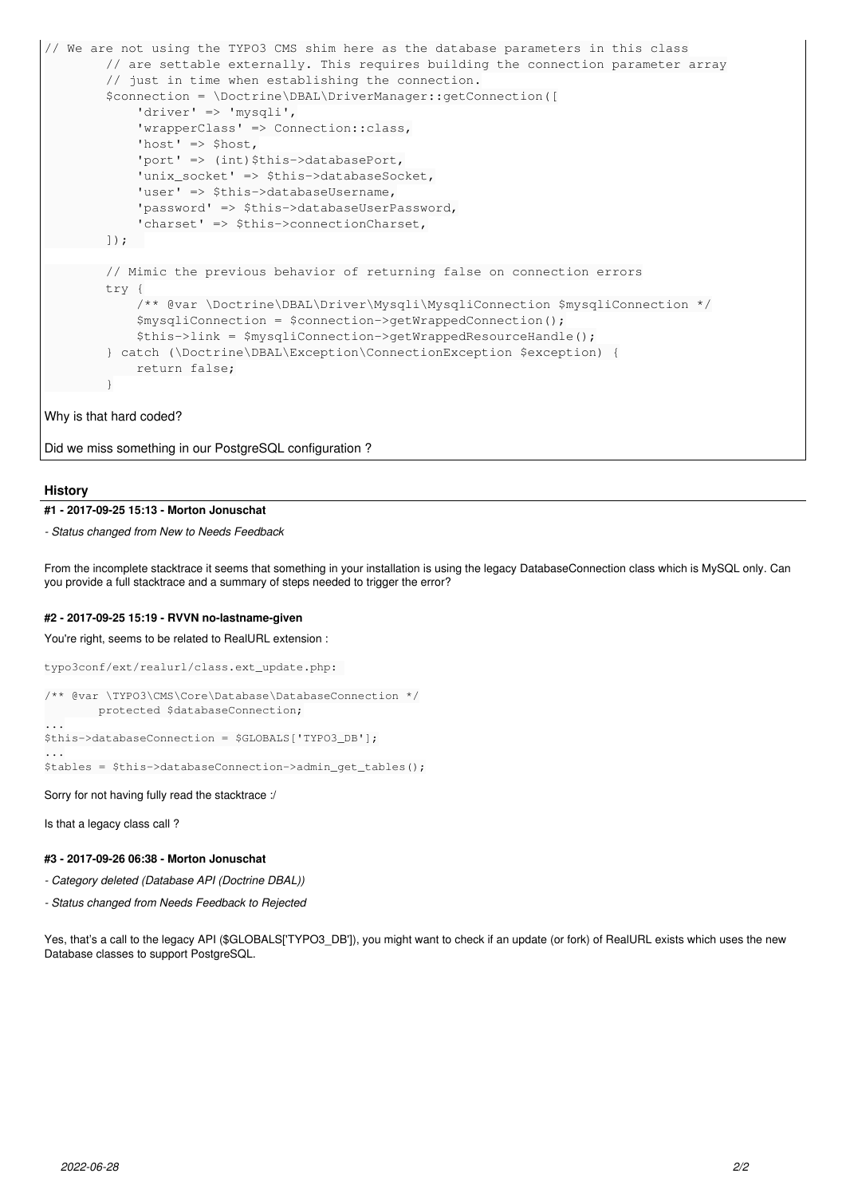```
// We are not using the TYPO3 CMS shim here as the database parameters in this class
        // are settable externally. This requires building the connection parameter array
        // just in time when establishing the connection.
        $connection = \Doctrine\DBAL\DriverManager::getConnection([
            'driver' => 'mysqli',
            'wrapperClass' => Connection::class,
            'host' => $host,
            'port' => (int)$this->databasePort,
            'unix_socket' => $this->databaseSocket,
            'user' => $this->databaseUsername,
            'password' => $this->databaseUserPassword,
            'charset' => $this->connectionCharset,
        ]);

        // Mimic the previous behavior of returning false on connection errors
        try {
            /** @var \Doctrine\DBAL\Driver\Mysqli\MysqliConnection $mysqliConnection */
            $mysqliConnection = $connection->getWrappedConnection();
            $this->link = $mysqliConnection->getWrappedResourceHandle();
        } catch (\Doctrine\DBAL\Exception\ConnectionException $exception) {
            return false;
        }
```

Why is that hard coded?

Did we miss something in our PostgreSQL configuration ?

## History

### #1 - 2017-09-25 15:13 - Morton Jonuschat

*- Status changed from New to Needs Feedback*

From the incomplete stacktrace it seems that something in your installation is using the legacy DatabaseConnection class which is MySQL only. Can you provide a full stacktrace and a summary of steps needed to trigger the error?

### #2 - 2017-09-25 15:19 - RVVN no-lastname-given

You're right, seems to be related to RealURL extension :

```
typo3conf/ext/realurl/class.ext_update.php:

/** @var \TYPO3\CMS\Core\Database\DatabaseConnection */
        protected $databaseConnection;
...
$this->databaseConnection = $GLOBALS['TYPO3_DB'];
...
$tables = $this->databaseConnection->admin_get_tables();
```

Sorry for not having fully read the stacktrace :/

Is that a legacy class call ?

### #3 - 2017-09-26 06:38 - Morton Jonuschat

*- Category deleted (Database API (Doctrine DBAL))*

*- Status changed from Needs Feedback to Rejected*

Yes, that's a call to the legacy API ($GLOBALS['TYPO3_DB']), you might want to check if an update (or fork) of RealURL exists which uses the new Database classes to support PostgreSQL.